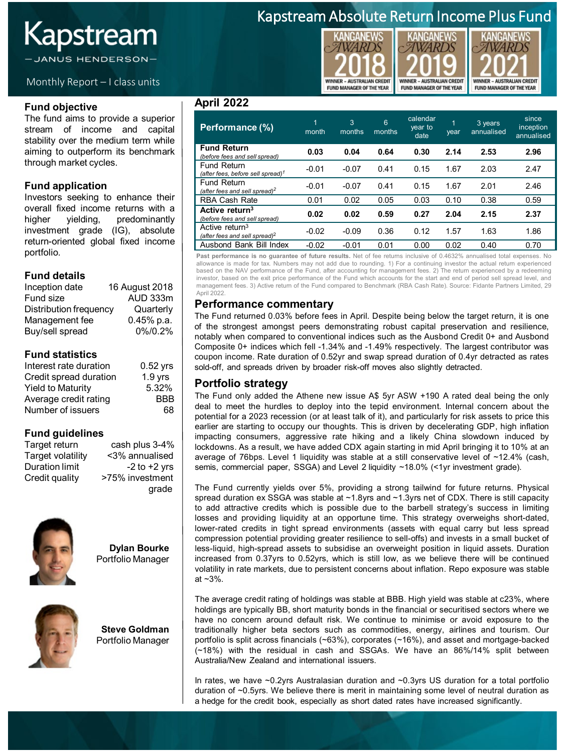# Kapstream Absolute Return Income Plus Fund

Kapstream — JANUS HENDERSON —

Monthly Report – I class units

KANGANEWS AWARDS 2018 WINNER – AUSTRALIAN CREDIT FUND MANAGER OF THE YEAR
KANGANEWS AWARDS 2019 WINNER – AUSTRALIAN CREDIT FUND MANAGER OF THE YEAR
KANGANEWS AWARDS 2021 WINNER – AUSTRALIAN CREDIT FUND MANAGER OF THE YEAR

## Fund objective

The fund aims to provide a superior stream of income and capital stability over the medium term while aiming to outperform its benchmark through market cycles.

## Fund application

Investors seeking to enhance their overall fixed income returns with a higher yielding, predominantly investment grade (IG), absolute return-oriented global fixed income portfolio.

## Fund details

| | |
|---|---|
| Inception date | 16 August 2018 |
| Fund size | AUD 333m |
| Distribution frequency | Quarterly |
| Management fee | 0.45% p.a. |
| Buy/sell spread | 0%/0.2% |

## Fund statistics

| | |
|---|---|
| Interest rate duration | 0.52 yrs |
| Credit spread duration | 1.9 yrs |
| Yield to Maturity | 5.32% |
| Average credit rating | BBB |
| Number of issuers | 68 |

## Fund guidelines

| | |
|---|---|
| Target return | cash plus 3-4% |
| Target volatility | <3% annualised |
| Duration limit | -2 to +2 yrs |
| Credit quality | >75% investment grade |

**Dylan Bourke**
Portfolio Manager

**Steve Goldman**
Portfolio Manager

## April 2022

| Performance (%) | 1 month | 3 months | 6 months | calendar year to date | 1 year | 3 years annualised | since inception annualised |
|---|---|---|---|---|---|---|---|
| **Fund Return** *(before fees and sell spread)* | **0.03** | **0.04** | **0.64** | **0.30** | **2.14** | **2.53** | **2.96** |
| Fund Return *(after fees, before sell spread)*[1] | -0.01 | -0.07 | 0.41 | 0.15 | 1.67 | 2.03 | 2.47 |
| Fund Return *(after fees and sell spread)*[2] | -0.01 | -0.07 | 0.41 | 0.15 | 1.67 | 2.01 | 2.46 |
| RBA Cash Rate | 0.01 | 0.02 | 0.05 | 0.03 | 0.10 | 0.38 | 0.59 |
| **Active return**[3] *(before fees and sell spread)* | **0.02** | **0.02** | **0.59** | **0.27** | **2.04** | **2.15** | **2.37** |
| Active return[3] *(after fees and sell spread)*[2] | -0.02 | -0.09 | 0.36 | 0.12 | 1.57 | 1.63 | 1.86 |
| Ausbond Bank Bill Index | -0.02 | -0.01 | 0.01 | 0.00 | 0.02 | 0.40 | 0.70 |

**Past performance is no guarantee of future results.** Net of fee returns inclusive of 0.4632% annualised total expenses. No allowance is made for tax. Numbers may not add due to rounding. 1) For a continuing investor the actual return experienced based on the NAV performance of the Fund, after accounting for management fees. 2) The return experienced by a redeeming investor, based on the exit price performance of the Fund which accounts for the start and end of period sell spread fees, and management fees. 3) Active return of the Fund compared to Benchmark (RBA Cash Rate). Source: Fidante Partners Limited, 29 April 2022.

## Performance commentary

The Fund returned 0.03% before fees in April. Despite being below the target return, it is one of the strongest amongst peers demonstrating robust capital preservation and resilience, notably when compared to conventional indices such as the Ausbond Credit 0+ and Ausbond Composite 0+ indices which fell -1.34% and -1.49% respectively. The largest contributor was coupon income. Rate duration of 0.52yr and swap spread duration of 0.4yr detracted as rates sold-off, and spreads driven by broader risk-off moves also slightly detracted.

## Portfolio strategy

The Fund only added the Athene new issue A$ 5yr ASW +190 A rated deal being the only deal to meet the hurdles to deploy into the tepid environment. Internal concern about the potential for a 2023 recession (or at least talk of it), and particularly for risk assets to price this earlier are starting to occupy our thoughts. This is driven by decelerating GDP, high inflation impacting consumers, aggressive rate hiking and a likely China slowdown induced by lockdowns. As a result, we have added CDX again starting in mid April bringing it to 10% at an average of 76bps. Level 1 liquidity was stable at a still conservative level of ~12.4% (cash, semis, commercial paper, SSGA) and Level 2 liquidity ~18.0% (<1yr investment grade).

The Fund currently yields over 5%, providing a strong tailwind for future returns. Physical spread duration ex SSGA was stable at ~1.8yrs and ~1.3yrs net of CDX. There is still capacity to add attractive credits which is possible due to the barbell strategy's success in limiting losses and providing liquidity at an opportune time. This strategy overweighs short-dated, lower-rated credits in tight spread environments (assets with equal carry but less spread compression potential providing greater resilience to sell-offs) and invests in a small bucket of less-liquid, high-spread assets to subsidise an overweight position in liquid assets. Duration increased from 0.37yrs to 0.52yrs, which is still low, as we believe there will be continued volatility in rate markets, due to persistent concerns about inflation. Repo exposure was stable at ~3%.

The average credit rating of holdings was stable at BBB. High yield was stable at c23%, where holdings are typically BB, short maturity bonds in the financial or securitised sectors where we have no concern around default risk. We continue to minimise or avoid exposure to the traditionally higher beta sectors such as commodities, energy, airlines and tourism. Our portfolio is split across financials (~63%), corporates (~16%), and asset and mortgage-backed (~18%) with the residual in cash and SSGAs. We have an 86%/14% split between Australia/New Zealand and international issuers.

In rates, we have ~0.2yrs Australasian duration and ~0.3yrs US duration for a total portfolio duration of ~0.5yrs. We believe there is merit in maintaining some level of neutral duration as a hedge for the credit book, especially as short dated rates have increased significantly.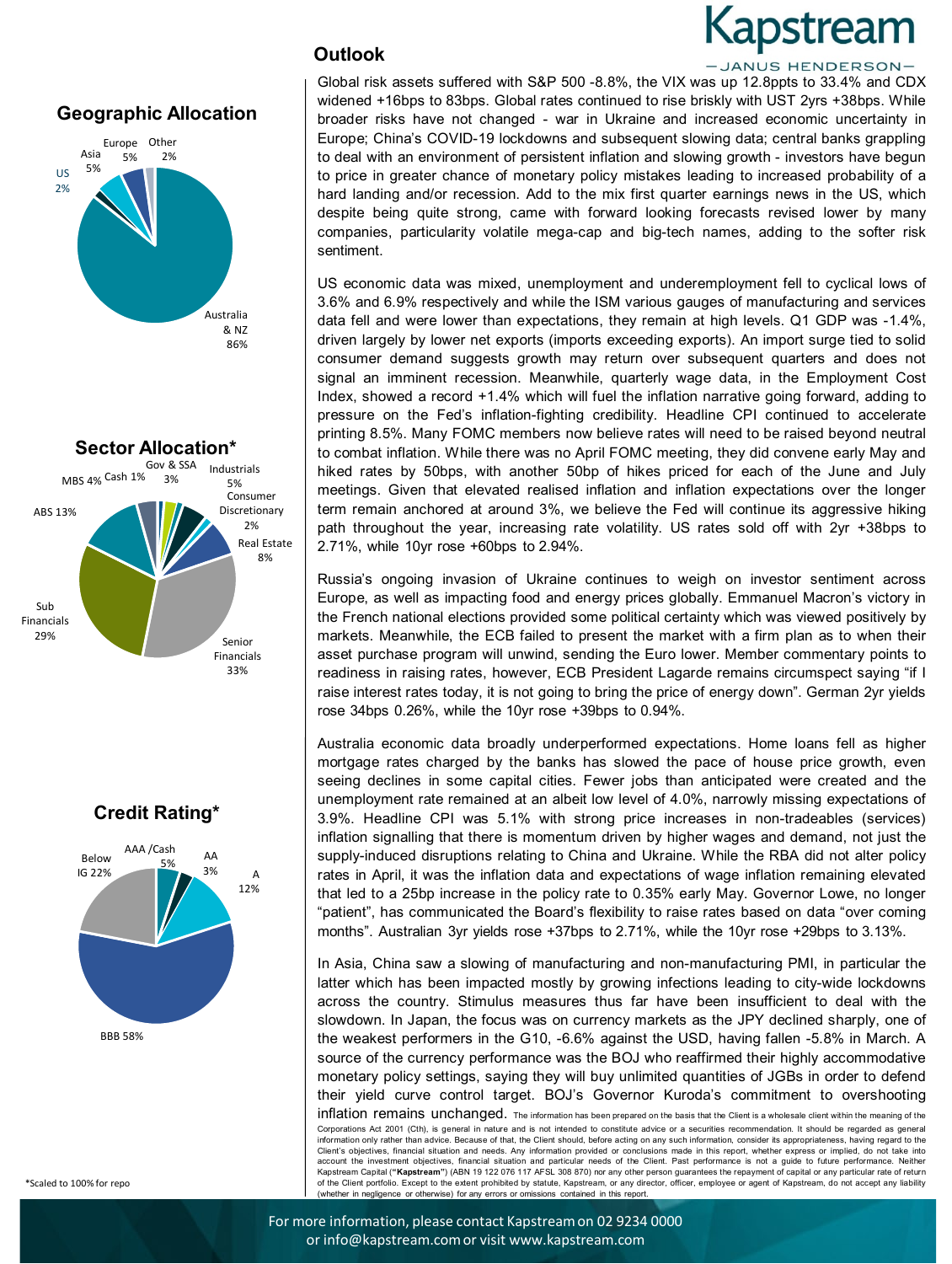## Geographic Allocation

Europe 5%
Other 2%
Asia 5%
US 2%
Australia & NZ 86%

## Sector Allocation*

Gov & SSA 3%
Industrials 5%
MBS 4%
Cash 1%
Consumer Discretionary 2%
ABS 13%
Real Estate 8%
Sub Financials 29%
Senior Financials 33%

## Credit Rating*

AAA /Cash 5%
AA 3%
Below IG 22%
A 12%
BBB 58%

*Scaled to 100% for repo

## Outlook

Global risk assets suffered with S&P 500 -8.8%, the VIX was up 12.8ppts to 33.4% and CDX widened +16bps to 83bps. Global rates continued to rise briskly with UST 2yrs +38bps. While broader risks have not changed - war in Ukraine and increased economic uncertainty in Europe; China's COVID-19 lockdowns and subsequent slowing data; central banks grappling to deal with an environment of persistent inflation and slowing growth - investors have begun to price in greater chance of monetary policy mistakes leading to increased probability of a hard landing and/or recession. Add to the mix first quarter earnings news in the US, which despite being quite strong, came with forward looking forecasts revised lower by many companies, particularity volatile mega-cap and big-tech names, adding to the softer risk sentiment.

US economic data was mixed, unemployment and underemployment fell to cyclical lows of 3.6% and 6.9% respectively and while the ISM various gauges of manufacturing and services data fell and were lower than expectations, they remain at high levels. Q1 GDP was -1.4%, driven largely by lower net exports (imports exceeding exports). An import surge tied to solid consumer demand suggests growth may return over subsequent quarters and does not signal an imminent recession. Meanwhile, quarterly wage data, in the Employment Cost Index, showed a record +1.4% which will fuel the inflation narrative going forward, adding to pressure on the Fed's inflation-fighting credibility. Headline CPI continued to accelerate printing 8.5%. Many FOMC members now believe rates will need to be raised beyond neutral to combat inflation. While there was no April FOMC meeting, they did convene early May and hiked rates by 50bps, with another 50bp of hikes priced for each of the June and July meetings. Given that elevated realised inflation and inflation expectations over the longer term remain anchored at around 3%, we believe the Fed will continue its aggressive hiking path throughout the year, increasing rate volatility. US rates sold off with 2yr +38bps to 2.71%, while 10yr rose +60bps to 2.94%.

Russia's ongoing invasion of Ukraine continues to weigh on investor sentiment across Europe, as well as impacting food and energy prices globally. Emmanuel Macron's victory in the French national elections provided some political certainty which was viewed positively by markets. Meanwhile, the ECB failed to present the market with a firm plan as to when their asset purchase program will unwind, sending the Euro lower. Member commentary points to readiness in raising rates, however, ECB President Lagarde remains circumspect saying "if I raise interest rates today, it is not going to bring the price of energy down". German 2yr yields rose 34bps 0.26%, while the 10yr rose +39bps to 0.94%.

Australia economic data broadly underperformed expectations. Home loans fell as higher mortgage rates charged by the banks has slowed the pace of house price growth, even seeing declines in some capital cities. Fewer jobs than anticipated were created and the unemployment rate remained at an albeit low level of 4.0%, narrowly missing expectations of 3.9%. Headline CPI was 5.1% with strong price increases in non-tradeables (services) inflation signalling that there is momentum driven by higher wages and demand, not just the supply-induced disruptions relating to China and Ukraine. While the RBA did not alter policy rates in April, it was the inflation data and expectations of wage inflation remaining elevated that led to a 25bp increase in the policy rate to 0.35% early May. Governor Lowe, no longer "patient", has communicated the Board's flexibility to raise rates based on data "over coming months". Australian 3yr yields rose +37bps to 2.71%, while the 10yr rose +29bps to 3.13%.

In Asia, China saw a slowing of manufacturing and non-manufacturing PMI, in particular the latter which has been impacted mostly by growing infections leading to city-wide lockdowns across the country. Stimulus measures thus far have been insufficient to deal with the slowdown. In Japan, the focus was on currency markets as the JPY declined sharply, one of the weakest performers in the G10, -6.6% against the USD, having fallen -5.8% in March. A source of the currency performance was the BOJ who reaffirmed their highly accommodative monetary policy settings, saying they will buy unlimited quantities of JGBs in order to defend their yield curve control target. BOJ's Governor Kuroda's commitment to overshooting inflation remains unchanged.

The information has been prepared on the basis that the Client is a wholesale client within the meaning of the Corporations Act 2001 (Cth), is general in nature and is not intended to constitute advice or a securities recommendation. It should be regarded as general information only rather than advice. Because of that, the Client should, before acting on any such information, consider its appropriateness, having regard to the Client's objectives, financial situation and needs. Any information provided or conclusions made in this report, whether express or implied, do not take into account the investment objectives, financial situation and particular needs of the Client. Past performance is not a guide to future performance. Neither Kapstream Capital (**"Kapstream"**) (ABN 19 122 076 117 AFSL 308 870) nor any other person guarantees the repayment of capital or any particular rate of return of the Client portfolio. Except to the extent prohibited by statute, Kapstream, or any director, officer, employee or agent of Kapstream, do not accept any liability (whether in negligence or otherwise) for any errors or omissions contained in this report.

For more information, please contact Kapstream on 02 9234 0000 or info@kapstream.com or visit www.kapstream.com